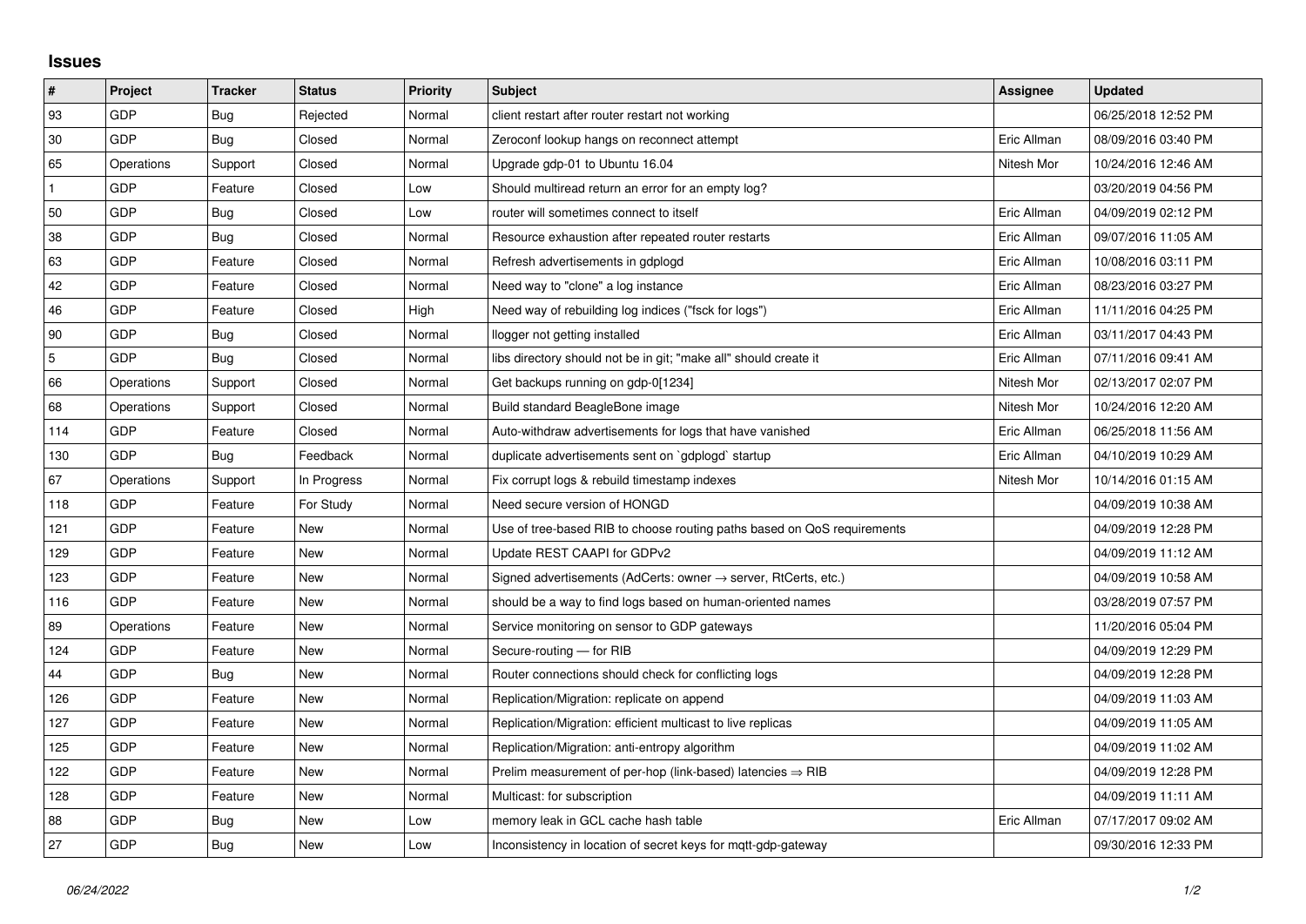# Issues

| # | Project | Tracker | Status | Priority | Subject | Assignee | Updated |
|---|---|---|---|---|---|---|---|
| 93 | GDP | Bug | Rejected | Normal | client restart after router restart not working | | 06/25/2018 12:52 PM |
| 30 | GDP | Bug | Closed | Normal | Zeroconf lookup hangs on reconnect attempt | Eric Allman | 08/09/2016 03:40 PM |
| 65 | Operations | Support | Closed | Normal | Upgrade gdp-01 to Ubuntu 16.04 | Nitesh Mor | 10/24/2016 12:46 AM |
| 1 | GDP | Feature | Closed | Low | Should multiread return an error for an empty log? | | 03/20/2019 04:56 PM |
| 50 | GDP | Bug | Closed | Low | router will sometimes connect to itself | Eric Allman | 04/09/2019 02:12 PM |
| 38 | GDP | Bug | Closed | Normal | Resource exhaustion after repeated router restarts | Eric Allman | 09/07/2016 11:05 AM |
| 63 | GDP | Feature | Closed | Normal | Refresh advertisements in gdplogd | Eric Allman | 10/08/2016 03:11 PM |
| 42 | GDP | Feature | Closed | Normal | Need way to "clone" a log instance | Eric Allman | 08/23/2016 03:27 PM |
| 46 | GDP | Feature | Closed | High | Need way of rebuilding log indices ("fsck for logs") | Eric Allman | 11/11/2016 04:25 PM |
| 90 | GDP | Bug | Closed | Normal | llogger not getting installed | Eric Allman | 03/11/2017 04:43 PM |
| 5 | GDP | Bug | Closed | Normal | libs directory should not be in git; "make all" should create it | Eric Allman | 07/11/2016 09:41 AM |
| 66 | Operations | Support | Closed | Normal | Get backups running on gdp-0[1234] | Nitesh Mor | 02/13/2017 02:07 PM |
| 68 | Operations | Support | Closed | Normal | Build standard BeagleBone image | Nitesh Mor | 10/24/2016 12:20 AM |
| 114 | GDP | Feature | Closed | Normal | Auto-withdraw advertisements for logs that have vanished | Eric Allman | 06/25/2018 11:56 AM |
| 130 | GDP | Bug | Feedback | Normal | duplicate advertisements sent on `gdplogd` startup | Eric Allman | 04/10/2019 10:29 AM |
| 67 | Operations | Support | In Progress | Normal | Fix corrupt logs & rebuild timestamp indexes | Nitesh Mor | 10/14/2016 01:15 AM |
| 118 | GDP | Feature | For Study | Normal | Need secure version of HONGD | | 04/09/2019 10:38 AM |
| 121 | GDP | Feature | New | Normal | Use of tree-based RIB to choose routing paths based on QoS requirements | | 04/09/2019 12:28 PM |
| 129 | GDP | Feature | New | Normal | Update REST CAAPI for GDPv2 | | 04/09/2019 11:12 AM |
| 123 | GDP | Feature | New | Normal | Signed advertisements (AdCerts: owner → server, RtCerts, etc.) | | 04/09/2019 10:58 AM |
| 116 | GDP | Feature | New | Normal | should be a way to find logs based on human-oriented names | | 03/28/2019 07:57 PM |
| 89 | Operations | Feature | New | Normal | Service monitoring on sensor to GDP gateways | | 11/20/2016 05:04 PM |
| 124 | GDP | Feature | New | Normal | Secure-routing — for RIB | | 04/09/2019 12:29 PM |
| 44 | GDP | Bug | New | Normal | Router connections should check for conflicting logs | | 04/09/2019 12:28 PM |
| 126 | GDP | Feature | New | Normal | Replication/Migration: replicate on append | | 04/09/2019 11:03 AM |
| 127 | GDP | Feature | New | Normal | Replication/Migration: efficient multicast to live replicas | | 04/09/2019 11:05 AM |
| 125 | GDP | Feature | New | Normal | Replication/Migration: anti-entropy algorithm | | 04/09/2019 11:02 AM |
| 122 | GDP | Feature | New | Normal | Prelim measurement of per-hop (link-based) latencies ⇒ RIB | | 04/09/2019 12:28 PM |
| 128 | GDP | Feature | New | Normal | Multicast: for subscription | | 04/09/2019 11:11 AM |
| 88 | GDP | Bug | New | Low | memory leak in GCL cache hash table | Eric Allman | 07/17/2017 09:02 AM |
| 27 | GDP | Bug | New | Low | Inconsistency in location of secret keys for mqtt-gdp-gateway | | 09/30/2016 12:33 PM |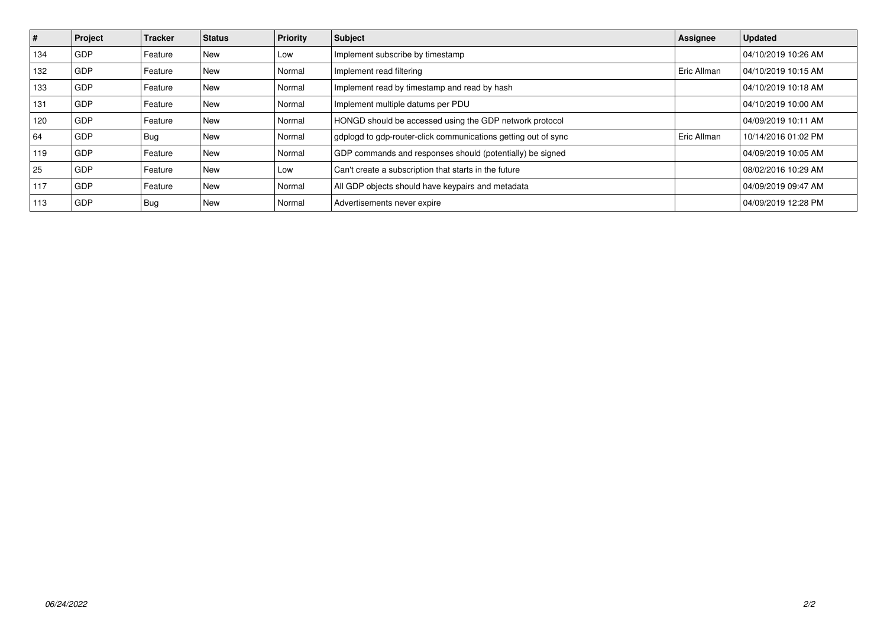| # | Project | Tracker | Status | Priority | Subject | Assignee | Updated |
|---|---|---|---|---|---|---|---|
| 134 | GDP | Feature | New | Low | Implement subscribe by timestamp | | 04/10/2019 10:26 AM |
| 132 | GDP | Feature | New | Normal | Implement read filtering | Eric Allman | 04/10/2019 10:15 AM |
| 133 | GDP | Feature | New | Normal | Implement read by timestamp and read by hash | | 04/10/2019 10:18 AM |
| 131 | GDP | Feature | New | Normal | Implement multiple datums per PDU | | 04/10/2019 10:00 AM |
| 120 | GDP | Feature | New | Normal | HONGD should be accessed using the GDP network protocol | | 04/09/2019 10:11 AM |
| 64 | GDP | Bug | New | Normal | gdplogd to gdp-router-click communications getting out of sync | Eric Allman | 10/14/2016 01:02 PM |
| 119 | GDP | Feature | New | Normal | GDP commands and responses should (potentially) be signed | | 04/09/2019 10:05 AM |
| 25 | GDP | Feature | New | Low | Can't create a subscription that starts in the future | | 08/02/2016 10:29 AM |
| 117 | GDP | Feature | New | Normal | All GDP objects should have keypairs and metadata | | 04/09/2019 09:47 AM |
| 113 | GDP | Bug | New | Normal | Advertisements never expire | | 04/09/2019 12:28 PM |